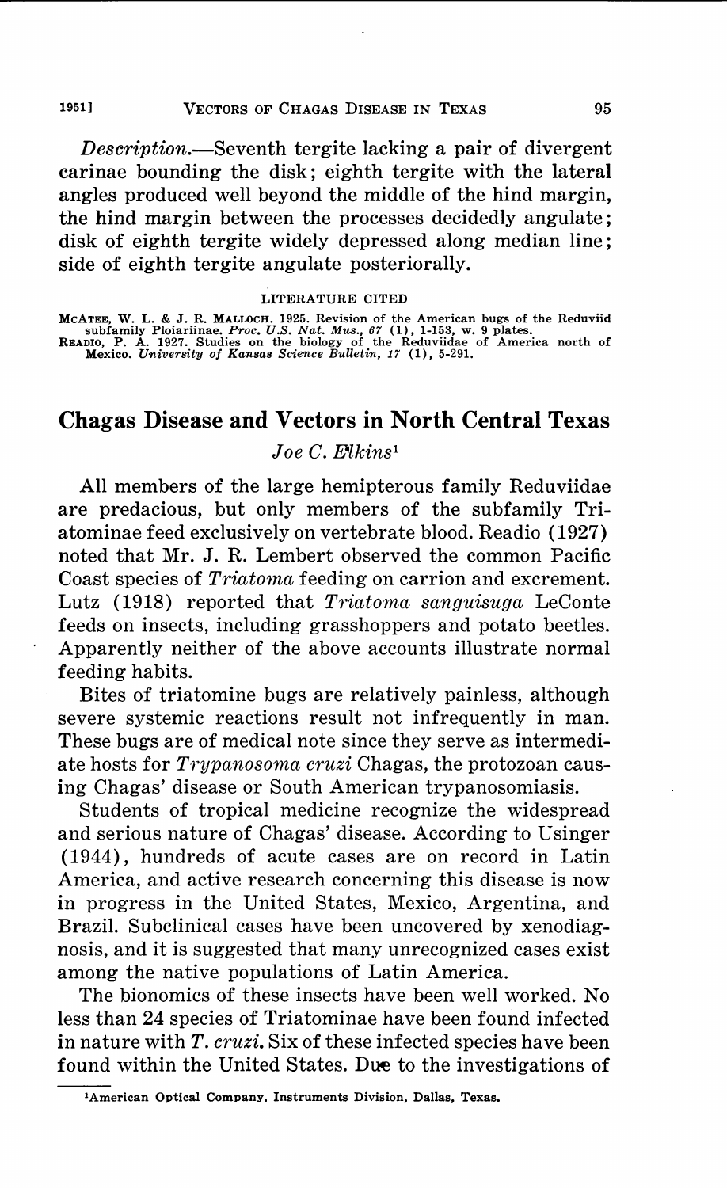*Description*.—Seventh tergite lacking a pair of divergent carinae bounding the disk; eighth tergite with the lateral angles produced well beyond the middle of the hind margin, the hind margin between the processes decidedly angulate; disk of eighth tergite widely depressed along median line; side of eighth tergite angulate posteriorally.

LITERATURE CITED

McAtee, W. L. & J. R. Malloch. 1925. Revision of the American bugs of the Reduviid subfamily Ploiariinae. *Proc. U.S. Nat. Mus.*, *67* (1), 1-153, w. 9 plates.

Readio, P. A. 1927. Studies on the biology of the Reduviidae of America north of Mexico. *University of Kansas Science Bulletin*, *17* (1), 5-291.

## Chagas Disease and Vectors in North Central Texas

*Joe C. Elkins*[1]

All members of the large hemipterous family Reduviidae are predacious, but only members of the subfamily Triatominae feed exclusively on vertebrate blood. Readio (1927) noted that Mr. J. R. Lembert observed the common Pacific Coast species of *Triatoma* feeding on carrion and excrement. Lutz (1918) reported that *Triatoma sanguisuga* LeConte feeds on insects, including grasshoppers and potato beetles. Apparently neither of the above accounts illustrate normal feeding habits.

Bites of triatomine bugs are relatively painless, although severe systemic reactions result not infrequently in man. These bugs are of medical note since they serve as intermediate hosts for *Trypanosoma cruzi* Chagas, the protozoan causing Chagas' disease or South American trypanosomiasis.

Students of tropical medicine recognize the widespread and serious nature of Chagas' disease. According to Usinger (1944), hundreds of acute cases are on record in Latin America, and active research concerning this disease is now in progress in the United States, Mexico, Argentina, and Brazil. Subclinical cases have been uncovered by xenodiagnosis, and it is suggested that many unrecognized cases exist among the native populations of Latin America.

The bionomics of these insects have been well worked. No less than 24 species of Triatominae have been found infected in nature with *T. cruzi*. Six of these infected species have been found within the United States. Due to the investigations of

[1]American Optical Company, Instruments Division, Dallas, Texas.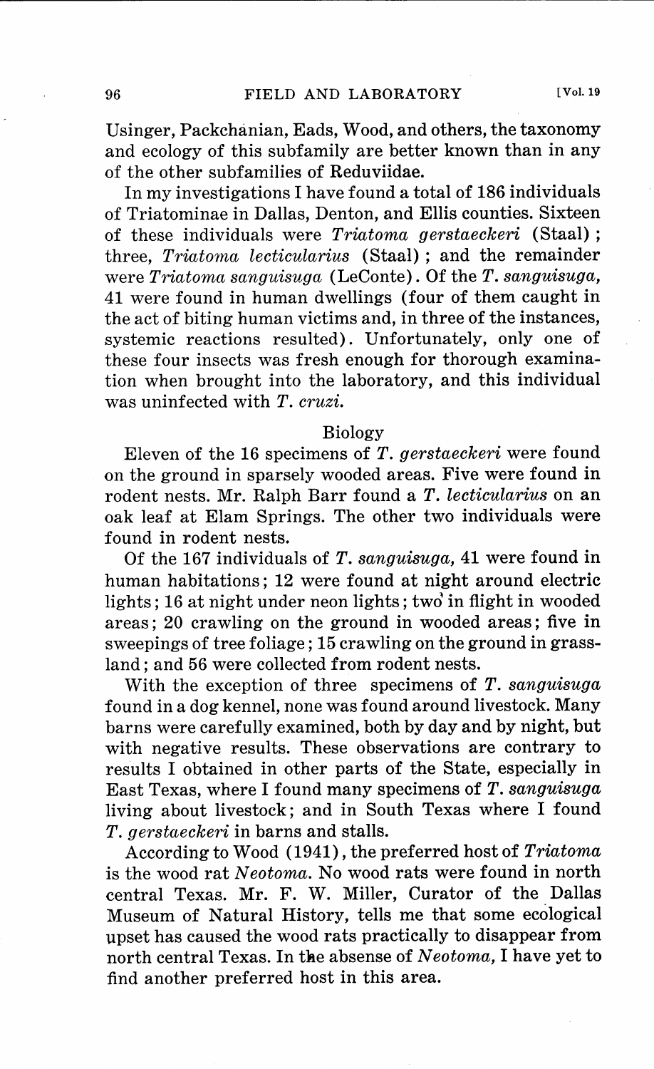Usinger, Packchanian, Eads, Wood, and others, the taxonomy and ecology of this subfamily are better known than in any of the other subfamilies of Reduviidae.

In my investigations I have found a total of 186 individuals of Triatominae in Dallas, Denton, and Ellis counties. Sixteen of these individuals were *Triatoma gerstaeckeri* (Staal); three, *Triatoma lecticularius* (Staal); and the remainder were *Triatoma sanguisuga* (LeConte). Of the *T. sanguisuga*, 41 were found in human dwellings (four of them caught in the act of biting human victims and, in three of the instances, systemic reactions resulted). Unfortunately, only one of these four insects was fresh enough for thorough examination when brought into the laboratory, and this individual was uninfected with *T. cruzi.*

## Biology

Eleven of the 16 specimens of *T. gerstaeckeri* were found on the ground in sparsely wooded areas. Five were found in rodent nests. Mr. Ralph Barr found a *T. lecticularius* on an oak leaf at Elam Springs. The other two individuals were found in rodent nests.

Of the 167 individuals of *T. sanguisuga*, 41 were found in human habitations; 12 were found at night around electric lights; 16 at night under neon lights; two in flight in wooded areas; 20 crawling on the ground in wooded areas; five in sweepings of tree foliage; 15 crawling on the ground in grassland; and 56 were collected from rodent nests.

With the exception of three specimens of *T. sanguisuga* found in a dog kennel, none was found around livestock. Many barns were carefully examined, both by day and by night, but with negative results. These observations are contrary to results I obtained in other parts of the State, especially in East Texas, where I found many specimens of *T. sanguisuga* living about livestock; and in South Texas where I found *T. gerstaeckeri* in barns and stalls.

According to Wood (1941), the preferred host of *Triatoma* is the wood rat *Neotoma*. No wood rats were found in north central Texas. Mr. F. W. Miller, Curator of the Dallas Museum of Natural History, tells me that some ecological upset has caused the wood rats practically to disappear from north central Texas. In the absense of *Neotoma*, I have yet to find another preferred host in this area.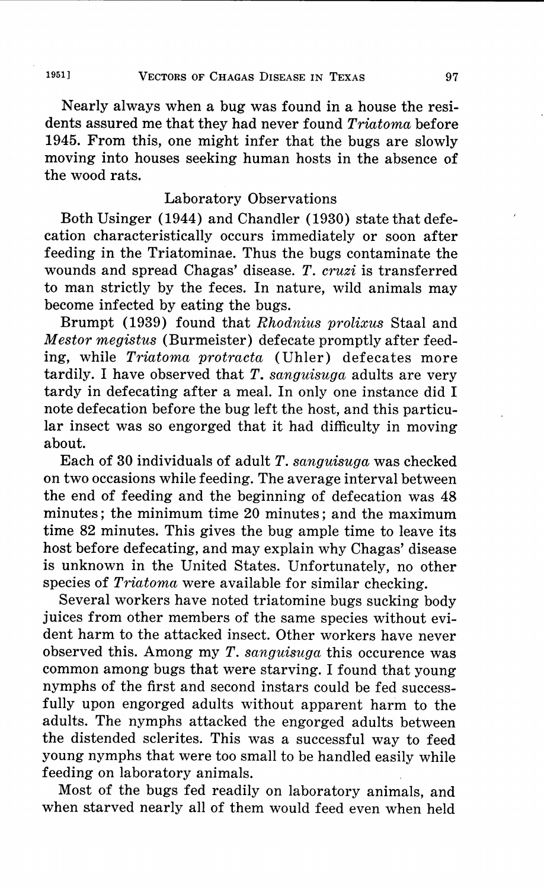Nearly always when a bug was found in a house the residents assured me that they had never found *Triatoma* before 1945. From this, one might infer that the bugs are slowly moving into houses seeking human hosts in the absence of the wood rats.

## Laboratory Observations

Both Usinger (1944) and Chandler (1930) state that defecation characteristically occurs immediately or soon after feeding in the Triatominae. Thus the bugs contaminate the wounds and spread Chagas' disease. *T. cruzi* is transferred to man strictly by the feces. In nature, wild animals may become infected by eating the bugs.

Brumpt (1939) found that *Rhodnius prolixus* Staal and *Mestor megistus* (Burmeister) defecate promptly after feeding, while *Triatoma protracta* (Uhler) defecates more tardily. I have observed that *T. sanguisuga* adults are very tardy in defecating after a meal. In only one instance did I note defecation before the bug left the host, and this particular insect was so engorged that it had difficulty in moving about.

Each of 30 individuals of adult *T. sanguisuga* was checked on two occasions while feeding. The average interval between the end of feeding and the beginning of defecation was 48 minutes; the minimum time 20 minutes; and the maximum time 82 minutes. This gives the bug ample time to leave its host before defecating, and may explain why Chagas' disease is unknown in the United States. Unfortunately, no other species of *Triatoma* were available for similar checking.

Several workers have noted triatomine bugs sucking body juices from other members of the same species without evident harm to the attacked insect. Other workers have never observed this. Among my *T. sanguisuga* this occurence was common among bugs that were starving. I found that young nymphs of the first and second instars could be fed successfully upon engorged adults without apparent harm to the adults. The nymphs attacked the engorged adults between the distended sclerites. This was a successful way to feed young nymphs that were too small to be handled easily while feeding on laboratory animals.

Most of the bugs fed readily on laboratory animals, and when starved nearly all of them would feed even when held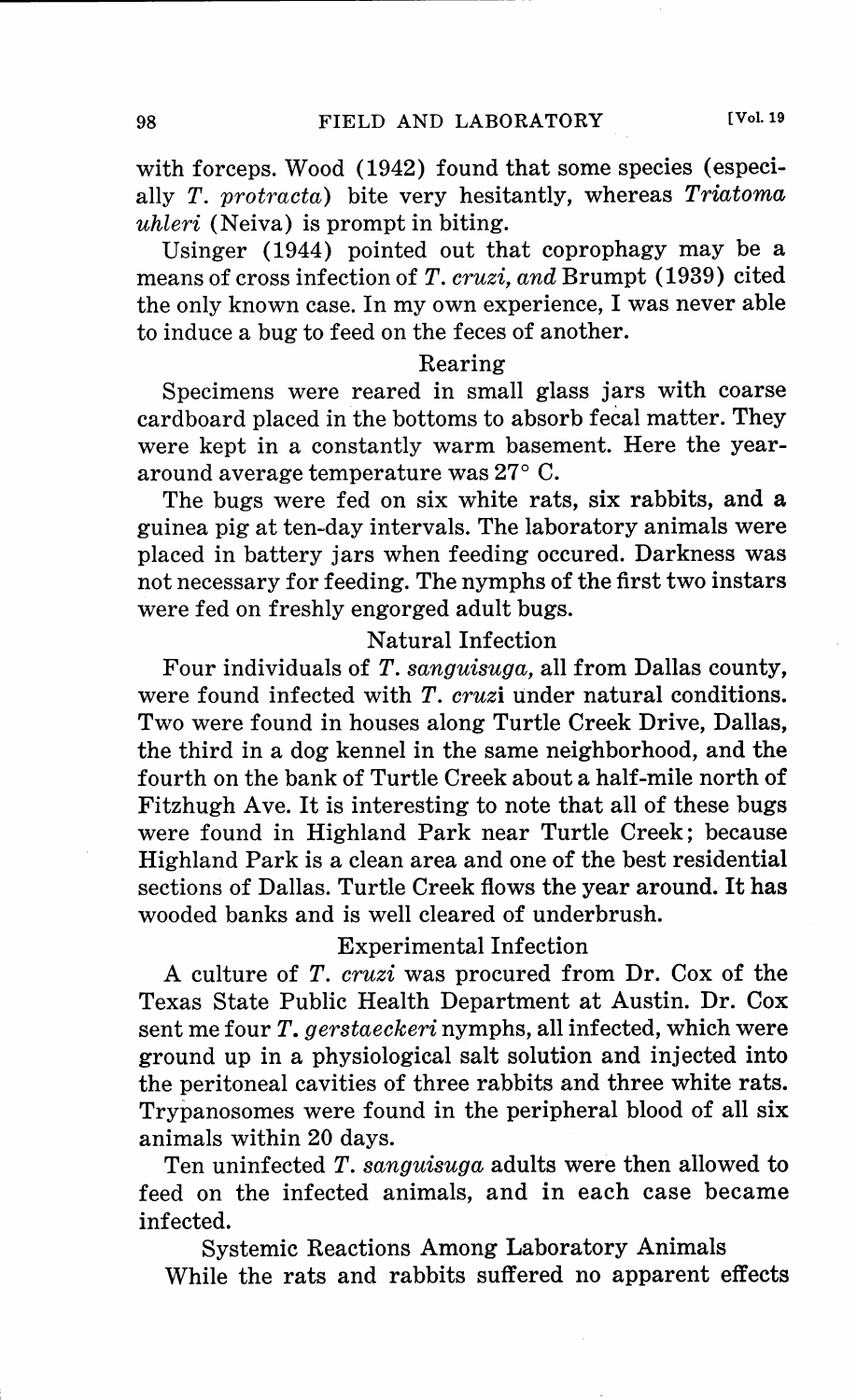with forceps. Wood (1942) found that some species (especially *T. protracta*) bite very hesitantly, whereas *Triatoma uhleri* (Neiva) is prompt in biting.

Usinger (1944) pointed out that coprophagy may be a means of cross infection of *T. cruzi, and* Brumpt (1939) cited the only known case. In my own experience, I was never able to induce a bug to feed on the feces of another.

### Rearing

Specimens were reared in small glass jars with coarse cardboard placed in the bottoms to absorb fecal matter. They were kept in a constantly warm basement. Here the year-around average temperature was 27° C.

The bugs were fed on six white rats, six rabbits, and a guinea pig at ten-day intervals. The laboratory animals were placed in battery jars when feeding occured. Darkness was not necessary for feeding. The nymphs of the first two instars were fed on freshly engorged adult bugs.

### Natural Infection

Four individuals of *T. sanguisuga,* all from Dallas county, were found infected with *T. cruzi* under natural conditions. Two were found in houses along Turtle Creek Drive, Dallas, the third in a dog kennel in the same neighborhood, and the fourth on the bank of Turtle Creek about a half-mile north of Fitzhugh Ave. It is interesting to note that all of these bugs were found in Highland Park near Turtle Creek; because Highland Park is a clean area and one of the best residential sections of Dallas. Turtle Creek flows the year around. It has wooded banks and is well cleared of underbrush.

### Experimental Infection

A culture of *T. cruzi* was procured from Dr. Cox of the Texas State Public Health Department at Austin. Dr. Cox sent me four *T. gerstaeckeri* nymphs, all infected, which were ground up in a physiological salt solution and injected into the peritoneal cavities of three rabbits and three white rats. Trypanosomes were found in the peripheral blood of all six animals within 20 days.

Ten uninfected *T. sanguisuga* adults were then allowed to feed on the infected animals, and in each case became infected.

### Systemic Reactions Among Laboratory Animals

While the rats and rabbits suffered no apparent effects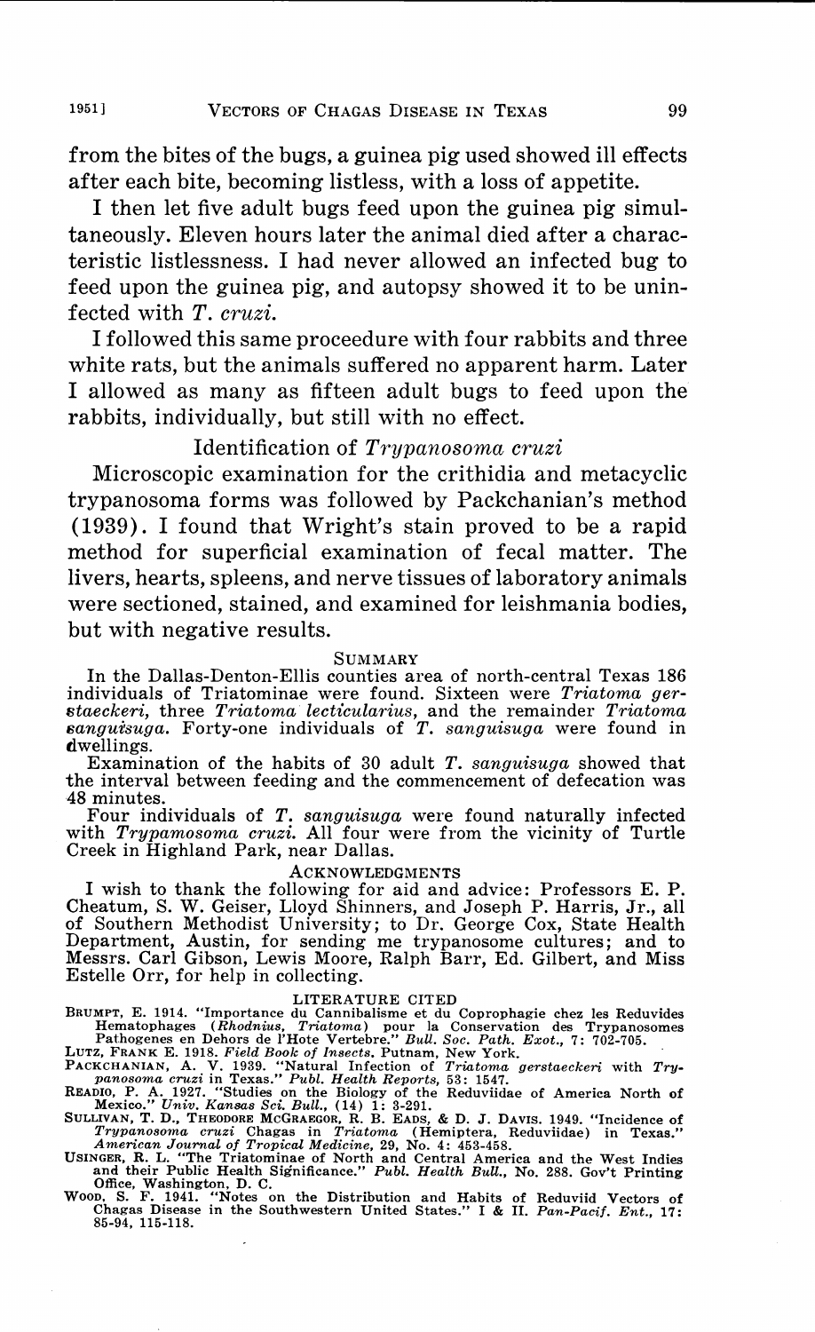from the bites of the bugs, a guinea pig used showed ill effects after each bite, becoming listless, with a loss of appetite.

I then let five adult bugs feed upon the guinea pig simultaneously. Eleven hours later the animal died after a characteristic listlessness. I had never allowed an infected bug to feed upon the guinea pig, and autopsy showed it to be uninfected with *T. cruzi.*

I followed this same proceedure with four rabbits and three white rats, but the animals suffered no apparent harm. Later I allowed as many as fifteen adult bugs to feed upon the rabbits, individually, but still with no effect.

## Identification of *Trypanosoma cruzi*

Microscopic examination for the crithidia and metacyclic trypanosoma forms was followed by Packchanian's method (1939). I found that Wright's stain proved to be a rapid method for superficial examination of fecal matter. The livers, hearts, spleens, and nerve tissues of laboratory animals were sectioned, stained, and examined for leishmania bodies, but with negative results.

## SUMMARY

In the Dallas-Denton-Ellis counties area of north-central Texas 186 individuals of Triatominae were found. Sixteen were *Triatoma gerstaeckeri*, three *Triatoma lecticularius*, and the remainder *Triatoma sanguisuga*. Forty-one individuals of *T. sanguisuga* were found in dwellings.

Examination of the habits of 30 adult *T. sanguisuga* showed that the interval between feeding and the commencement of defecation was 48 minutes.

Four individuals of *T. sanguisuga* were found naturally infected with *Trypamosoma cruzi.* All four were from the vicinity of Turtle Creek in Highland Park, near Dallas.

## ACKNOWLEDGMENTS

I wish to thank the following for aid and advice: Professors E. P. Cheatum, S. W. Geiser, Lloyd Shinners, and Joseph P. Harris, Jr., all of Southern Methodist University; to Dr. George Cox, State Health Department, Austin, for sending me trypanosome cultures; and to Messrs. Carl Gibson, Lewis Moore, Ralph Barr, Ed. Gilbert, and Miss Estelle Orr, for help in collecting.

## LITERATURE CITED

BRUMPT, E. 1914. "Importance du Cannibalisme et du Coprophagie chez les Reduvides Hematophages (*Rhodnius, Triatoma*) pour la Conservation des Trypanosomes Pathogenes en Dehors de l'Hote Vertebre." *Bull. Soc. Path. Exot.,* 7: 702-705.

LUTZ, FRANK E. 1918. *Field Book of Insects.* Putnam, New York.

PACKCHANIAN, A. V. 1939. "Natural Infection of *Triatoma gerstaeckeri* with *Trypanosoma cruzi* in Texas." *Publ. Health Reports,* 53: 1547.

READIO, P. A. 1927. "Studies on the Biology of the Reduviidae of America North of Mexico." *Univ. Kansas Sci. Bull.,* (14) 1: 3-291.

SULLIVAN, T. D., THEODORE MCGRAEGOR, R. B. EADS, & D. J. DAVIS. 1949. "Incidence of *Trypanosoma cruzi* Chagas in *Triatoma* (Hemiptera, Reduviidae) in Texas." *American Journal of Tropical Medicine,* 29, No. 4: 453-458.

USINGER, R. L. "The Triatominae of North and Central America and the West Indies and their Public Health Significance." *Publ. Health Bull.,* No. 288. Gov't Printing Office, Washington, D. C.

WOOD, S. F. 1941. "Notes on the Distribution and Habits of Reduviid Vectors of Chagas Disease in the Southwestern United States." I & II. *Pan-Pacif. Ent.,* 17: 85-94, 115-118.